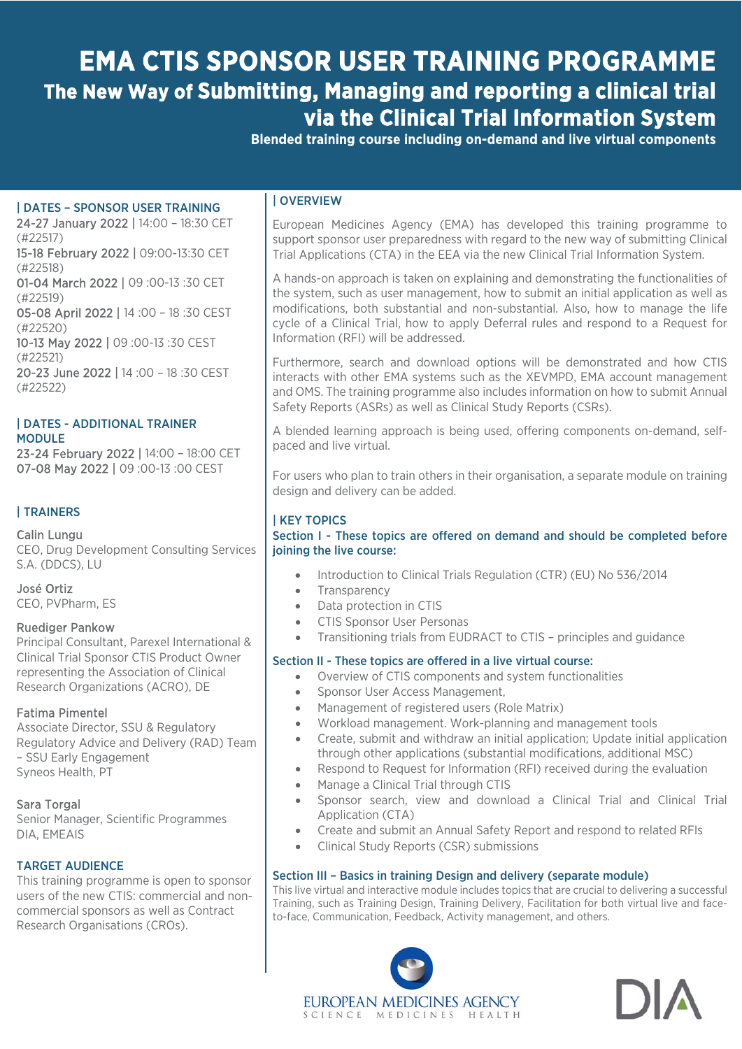# EMA CTIS SPONSOR USER TRAINING PROGRAMME

## The New Way of Submitting, Managing and reporting a clinical trial via the Clinical Trial Information System

**Blended training course including on-demand and live virtual components**

### | DATES – SPONSOR USER TRAINING

24-27 January 2022 | 14:00 – 18:30 CET (#22517)
15-18 February 2022 | 09:00-13:30 CET (#22518)
01-04 March 2022 | 09 :00-13 :30 CET (#22519)
05-08 April 2022 | 14 :00 – 18 :30 CEST (#22520)
10-13 May 2022 | 09 :00-13 :30 CEST (#22521)
20-23 June 2022 | 14 :00 – 18 :30 CEST (#22522)

### | DATES - ADDITIONAL TRAINER MODULE

23-24 February 2022 | 14:00 – 18:00 CET
07-08 May 2022 | 09 :00-13 :00 CEST

### | TRAINERS

Calin Lungu
CEO, Drug Development Consulting Services S.A. (DDCS), LU

José Ortiz
CEO, PVPharm, ES

Ruediger Pankow
Principal Consultant, Parexel International & Clinical Trial Sponsor CTIS Product Owner representing the Association of Clinical Research Organizations (ACRO), DE

Fatima Pimentel
Associate Director, SSU & Regulatory Regulatory Advice and Delivery (RAD) Team – SSU Early Engagement
Syneos Health, PT

Sara Torgal
Senior Manager, Scientific Programmes
DIA, EMEAIS

### TARGET AUDIENCE

This training programme is open to sponsor users of the new CTIS: commercial and non-commercial sponsors as well as Contract Research Organisations (CROs).

### | OVERVIEW

European Medicines Agency (EMA) has developed this training programme to support sponsor user preparedness with regard to the new way of submitting Clinical Trial Applications (CTA) in the EEA via the new Clinical Trial Information System.

A hands-on approach is taken on explaining and demonstrating the functionalities of the system, such as user management, how to submit an initial application as well as modifications, both substantial and non-substantial. Also, how to manage the life cycle of a Clinical Trial, how to apply Deferral rules and respond to a Request for Information (RFI) will be addressed.

Furthermore, search and download options will be demonstrated and how CTIS interacts with other EMA systems such as the XEVMPD, EMA account management and OMS. The training programme also includes information on how to submit Annual Safety Reports (ASRs) as well as Clinical Study Reports (CSRs).

A blended learning approach is being used, offering components on-demand, self-paced and live virtual.

For users who plan to train others in their organisation, a separate module on training design and delivery can be added.

### | KEY TOPICS

**Section I - These topics are offered on demand and should be completed before joining the live course:**

- Introduction to Clinical Trials Regulation (CTR) (EU) No 536/2014
- Transparency
- Data protection in CTIS
- CTIS Sponsor User Personas
- Transitioning trials from EUDRACT to CTIS – principles and guidance

**Section II - These topics are offered in a live virtual course:**

- Overview of CTIS components and system functionalities
- Sponsor User Access Management,
- Management of registered users (Role Matrix)
- Workload management. Work-planning and management tools
- Create, submit and withdraw an initial application; Update initial application through other applications (substantial modifications, additional MSC)
- Respond to Request for Information (RFI) received during the evaluation
- Manage a Clinical Trial through CTIS
- Sponsor search, view and download a Clinical Trial and Clinical Trial Application (CTA)
- Create and submit an Annual Safety Report and respond to related RFIs
- Clinical Study Reports (CSR) submissions

**Section III – Basics in training Design and delivery (separate module)**

This live virtual and interactive module includes topics that are crucial to delivering a successful Training, such as Training Design, Training Delivery, Facilitation for both virtual live and face-to-face, Communication, Feedback, Activity management, and others.

EUROPEAN MEDICINES AGENCY
SCIENCE MEDICINES HEALTH

DIA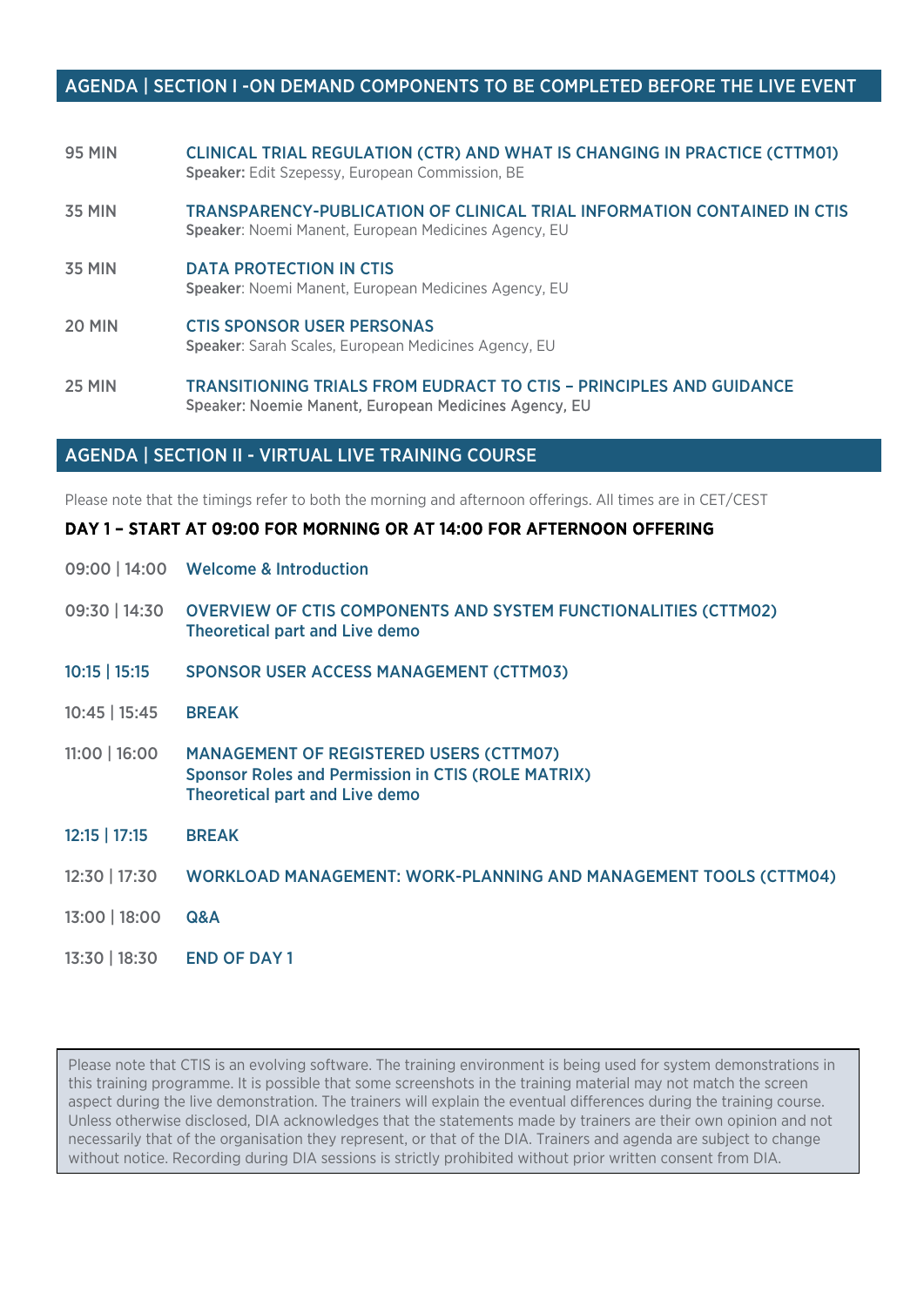## AGENDA | SECTION I -ON DEMAND COMPONENTS TO BE COMPLETED BEFORE THE LIVE EVENT

**95 MIN** — **CLINICAL TRIAL REGULATION (CTR) AND WHAT IS CHANGING IN PRACTICE (CTTM01)**
**Speaker:** Edit Szepessy, European Commission, BE

**35 MIN** — **TRANSPARENCY-PUBLICATION OF CLINICAL TRIAL INFORMATION CONTAINED IN CTIS**
**Speaker**: Noemi Manent, European Medicines Agency, EU

**35 MIN** — **DATA PROTECTION IN CTIS**
**Speaker**: Noemi Manent, European Medicines Agency, EU

**20 MIN** — **CTIS SPONSOR USER PERSONAS**
**Speaker**: Sarah Scales, European Medicines Agency, EU

**25 MIN** — **TRANSITIONING TRIALS FROM EUDRACT TO CTIS – PRINCIPLES AND GUIDANCE**
Speaker: Noemie Manent, European Medicines Agency, EU

## AGENDA | SECTION II - VIRTUAL LIVE TRAINING COURSE

Please note that the timings refer to both the morning and afternoon offerings. All times are in CET/CEST

### DAY 1 – START AT 09:00 FOR MORNING OR AT 14:00 FOR AFTERNOON OFFERING

**09:00 | 14:00** — **Welcome & Introduction**

**09:30 | 14:30** — **OVERVIEW OF CTIS COMPONENTS AND SYSTEM FUNCTIONALITIES (CTTM02)**
Theoretical part and Live demo

**10:15 | 15:15** — **SPONSOR USER ACCESS MANAGEMENT (CTTM03)**

**10:45 | 15:45** — **BREAK**

**11:00 | 16:00** — **MANAGEMENT OF REGISTERED USERS (CTTM07)**
Sponsor Roles and Permission in CTIS (ROLE MATRIX)
Theoretical part and Live demo

**12:15 | 17:15** — **BREAK**

**12:30 | 17:30** — **WORKLOAD MANAGEMENT: WORK-PLANNING AND MANAGEMENT TOOLS (CTTM04)**

**13:00 | 18:00** — **Q&A**

**13:30 | 18:30** — **END OF DAY 1**

Please note that CTIS is an evolving software. The training environment is being used for system demonstrations in this training programme. It is possible that some screenshots in the training material may not match the screen aspect during the live demonstration. The trainers will explain the eventual differences during the training course. Unless otherwise disclosed, DIA acknowledges that the statements made by trainers are their own opinion and not necessarily that of the organisation they represent, or that of the DIA. Trainers and agenda are subject to change without notice. Recording during DIA sessions is strictly prohibited without prior written consent from DIA.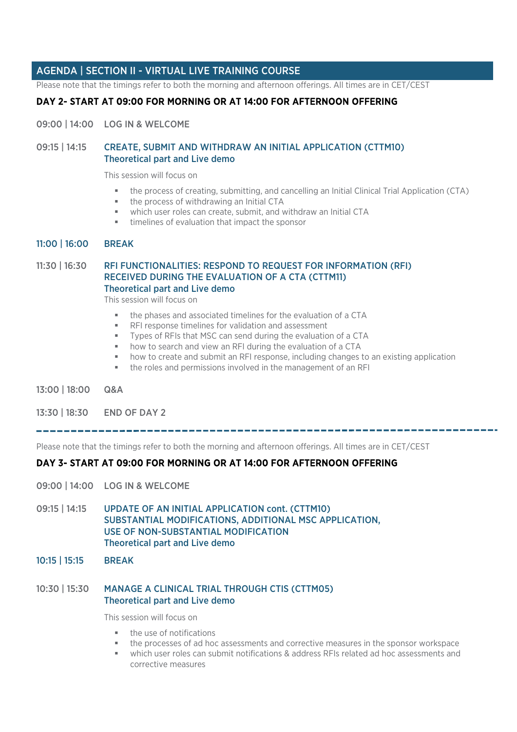## AGENDA | SECTION II - VIRTUAL LIVE TRAINING COURSE

Please note that the timings refer to both the morning and afternoon offerings. All times are in CET/CEST

### DAY 2- START AT 09:00 FOR MORNING OR AT 14:00 FOR AFTERNOON OFFERING

**09:00 | 14:00** LOG IN & WELCOME

**09:15 | 14:15** **CREATE, SUBMIT AND WITHDRAW AN INITIAL APPLICATION (CTTM10)**
**Theoretical part and Live demo**

This session will focus on

- the process of creating, submitting, and cancelling an Initial Clinical Trial Application (CTA)
- the process of withdrawing an Initial CTA
- which user roles can create, submit, and withdraw an Initial CTA
- timelines of evaluation that impact the sponsor

**11:00 | 16:00** **BREAK**

**11:30 | 16:30** **RFI FUNCTIONALITIES: RESPOND TO REQUEST FOR INFORMATION (RFI) RECEIVED DURING THE EVALUATION OF A CTA (CTTM11)**
**Theoretical part and Live demo**

This session will focus on

- the phases and associated timelines for the evaluation of a CTA
- RFI response timelines for validation and assessment
- Types of RFIs that MSC can send during the evaluation of a CTA
- how to search and view an RFI during the evaluation of a CTA
- how to create and submit an RFI response, including changes to an existing application
- the roles and permissions involved in the management of an RFI

**13:00 | 18:00** Q&A

**13:30 | 18:30** END OF DAY 2

---

Please note that the timings refer to both the morning and afternoon offerings. All times are in CET/CEST

### DAY 3- START AT 09:00 FOR MORNING OR AT 14:00 FOR AFTERNOON OFFERING

**09:00 | 14:00** LOG IN & WELCOME

**09:15 | 14:15** **UPDATE OF AN INITIAL APPLICATION cont. (CTTM10)**
**SUBSTANTIAL MODIFICATIONS, ADDITIONAL MSC APPLICATION, USE OF NON-SUBSTANTIAL MODIFICATION**
**Theoretical part and Live demo**

**10:15 | 15:15** **BREAK**

**10:30 | 15:30** **MANAGE A CLINICAL TRIAL THROUGH CTIS (CTTM05)**
**Theoretical part and Live demo**

This session will focus on

- the use of notifications
- the processes of ad hoc assessments and corrective measures in the sponsor workspace
- which user roles can submit notifications & address RFIs related ad hoc assessments and corrective measures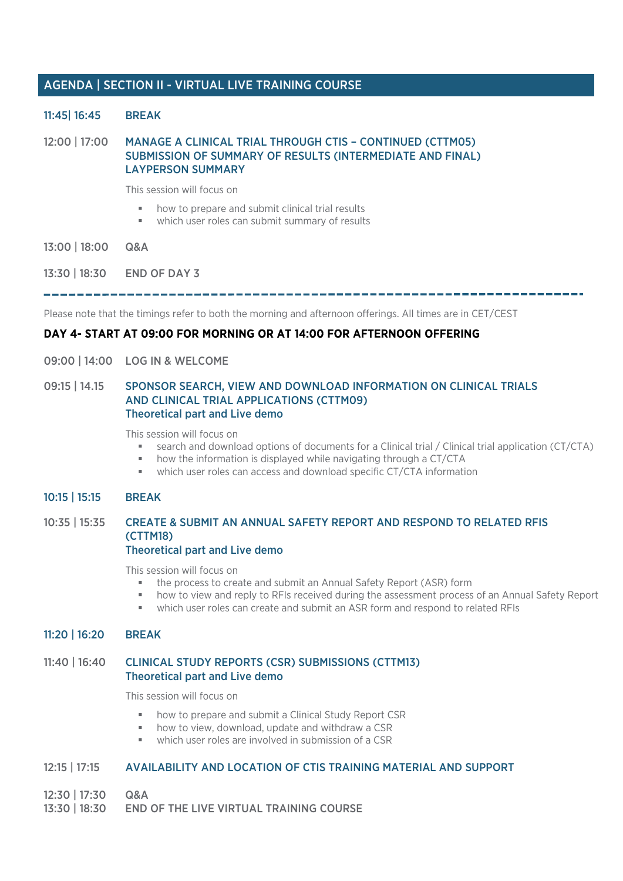## AGENDA | SECTION II - VIRTUAL LIVE TRAINING COURSE

**11:45| 16:45** BREAK

**12:00 | 17:00** **MANAGE A CLINICAL TRIAL THROUGH CTIS – CONTINUED (CTTM05) SUBMISSION OF SUMMARY OF RESULTS (INTERMEDIATE AND FINAL) LAYPERSON SUMMARY**

This session will focus on

- how to prepare and submit clinical trial results
- which user roles can submit summary of results

**13:00 | 18:00** Q&A

**13:30 | 18:30** END OF DAY 3

---

Please note that the timings refer to both the morning and afternoon offerings. All times are in CET/CEST

**DAY 4- START AT 09:00 FOR MORNING OR AT 14:00 FOR AFTERNOON OFFERING**

**09:00 | 14:00** LOG IN & WELCOME

**09:15 | 14.15** **SPONSOR SEARCH, VIEW AND DOWNLOAD INFORMATION ON CLINICAL TRIALS AND CLINICAL TRIAL APPLICATIONS (CTTM09)**
**Theoretical part and Live demo**

This session will focus on

- search and download options of documents for a Clinical trial / Clinical trial application (CT/CTA)
- how the information is displayed while navigating through a CT/CTA
- which user roles can access and download specific CT/CTA information

**10:15 | 15:15** BREAK

**10:35 | 15:35** **CREATE & SUBMIT AN ANNUAL SAFETY REPORT AND RESPOND TO RELATED RFIS (CTTM18)**
**Theoretical part and Live demo**

This session will focus on

- the process to create and submit an Annual Safety Report (ASR) form
- how to view and reply to RFIs received during the assessment process of an Annual Safety Report
- which user roles can create and submit an ASR form and respond to related RFIs

**11:20 | 16:20** BREAK

**11:40 | 16:40** **CLINICAL STUDY REPORTS (CSR) SUBMISSIONS (CTTM13)**
**Theoretical part and Live demo**

This session will focus on

- how to prepare and submit a Clinical Study Report CSR
- how to view, download, update and withdraw a CSR
- which user roles are involved in submission of a CSR

**12:15 | 17:15** **AVAILABILITY AND LOCATION OF CTIS TRAINING MATERIAL AND SUPPORT**

**12:30 | 17:30** Q&A

**13:30 | 18:30** END OF THE LIVE VIRTUAL TRAINING COURSE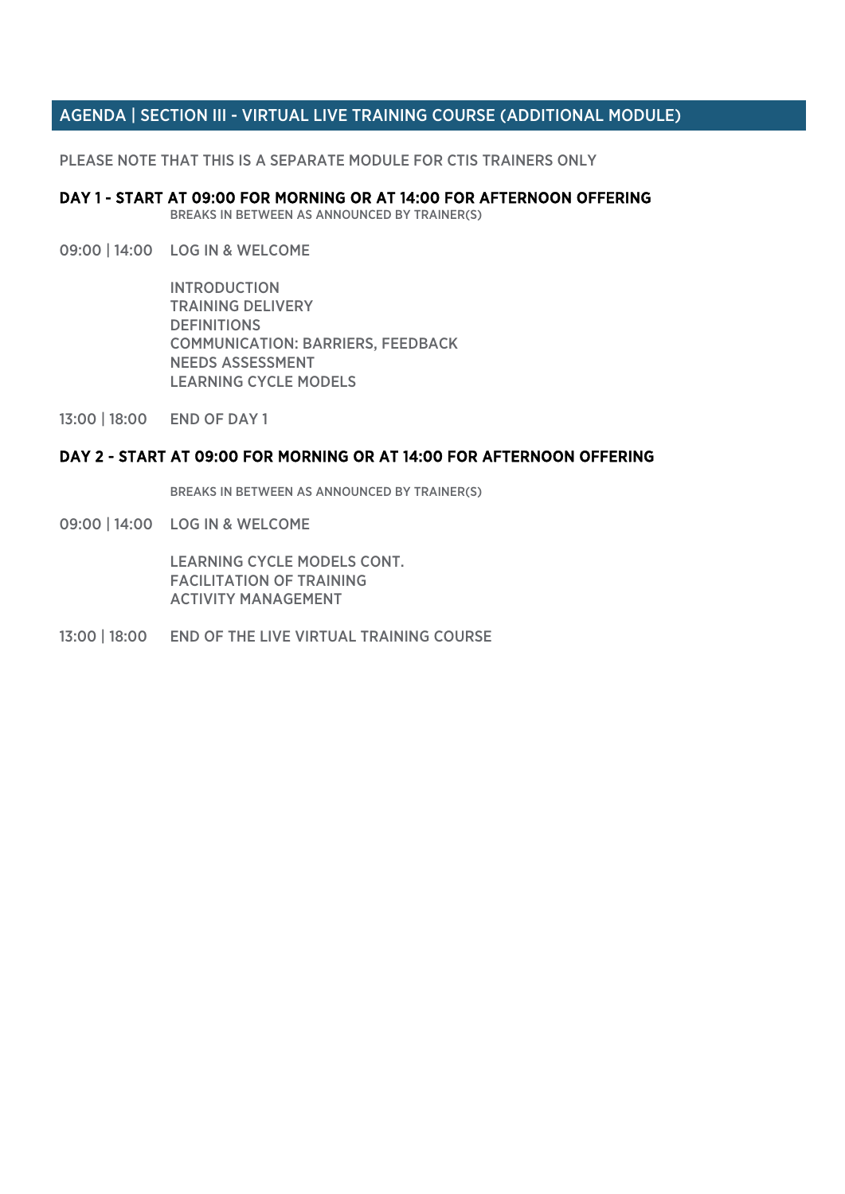## AGENDA | SECTION III - VIRTUAL LIVE TRAINING COURSE (ADDITIONAL MODULE)

PLEASE NOTE THAT THIS IS A SEPARATE MODULE FOR CTIS TRAINERS ONLY

### DAY 1 - START AT 09:00 FOR MORNING OR AT 14:00 FOR AFTERNOON OFFERING

BREAKS IN BETWEEN AS ANNOUNCED BY TRAINER(S)

09:00 | 14:00 LOG IN & WELCOME

INTRODUCTION
TRAINING DELIVERY
DEFINITIONS
COMMUNICATION: BARRIERS, FEEDBACK
NEEDS ASSESSMENT
LEARNING CYCLE MODELS

13:00 | 18:00 END OF DAY 1

### DAY 2 - START AT 09:00 FOR MORNING OR AT 14:00 FOR AFTERNOON OFFERING

BREAKS IN BETWEEN AS ANNOUNCED BY TRAINER(S)

09:00 | 14:00 LOG IN & WELCOME

LEARNING CYCLE MODELS CONT.
FACILITATION OF TRAINING
ACTIVITY MANAGEMENT

13:00 | 18:00 END OF THE LIVE VIRTUAL TRAINING COURSE